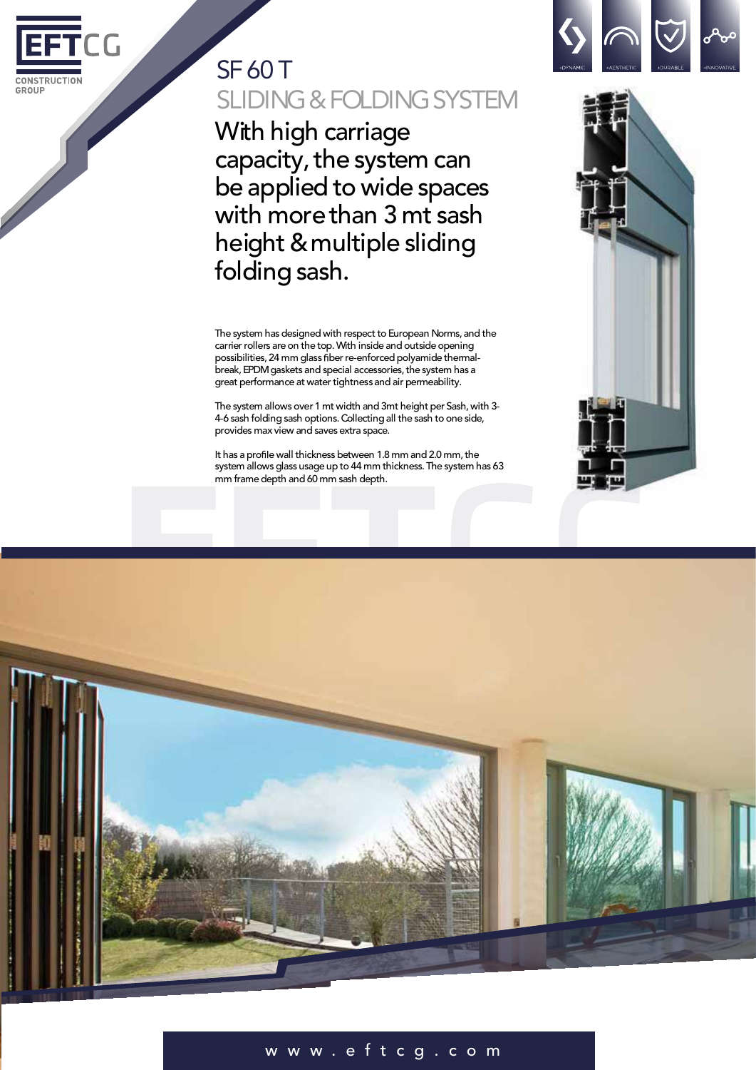# SF 60 T

## SLIDING & FOLDING SYSTEM

### With high carriage capacity, the system can be applied to wide spaces with more than 3 mt sash height & multiple sliding folding sash.

The system has designed with respect to European Norms, and the carrier rollers are on the top. With inside and outside opening possibilities, 24 mm glass fiber re-enforced polyamide thermal-break, EPDM gaskets and special accessories, the system has a great performance at water tightness and air permeability.

The system allows over 1 mt width and 3mt height per Sash, with 3-4-6 sash folding sash options. Collecting all the sash to one side, provides max view and saves extra space.

It has a profile wall thickness between 1.8 mm and 2.0 mm, the system allows glass usage up to 44 mm thickness. The system has 63 mm frame depth and 60 mm sash depth.

www.eftcg.com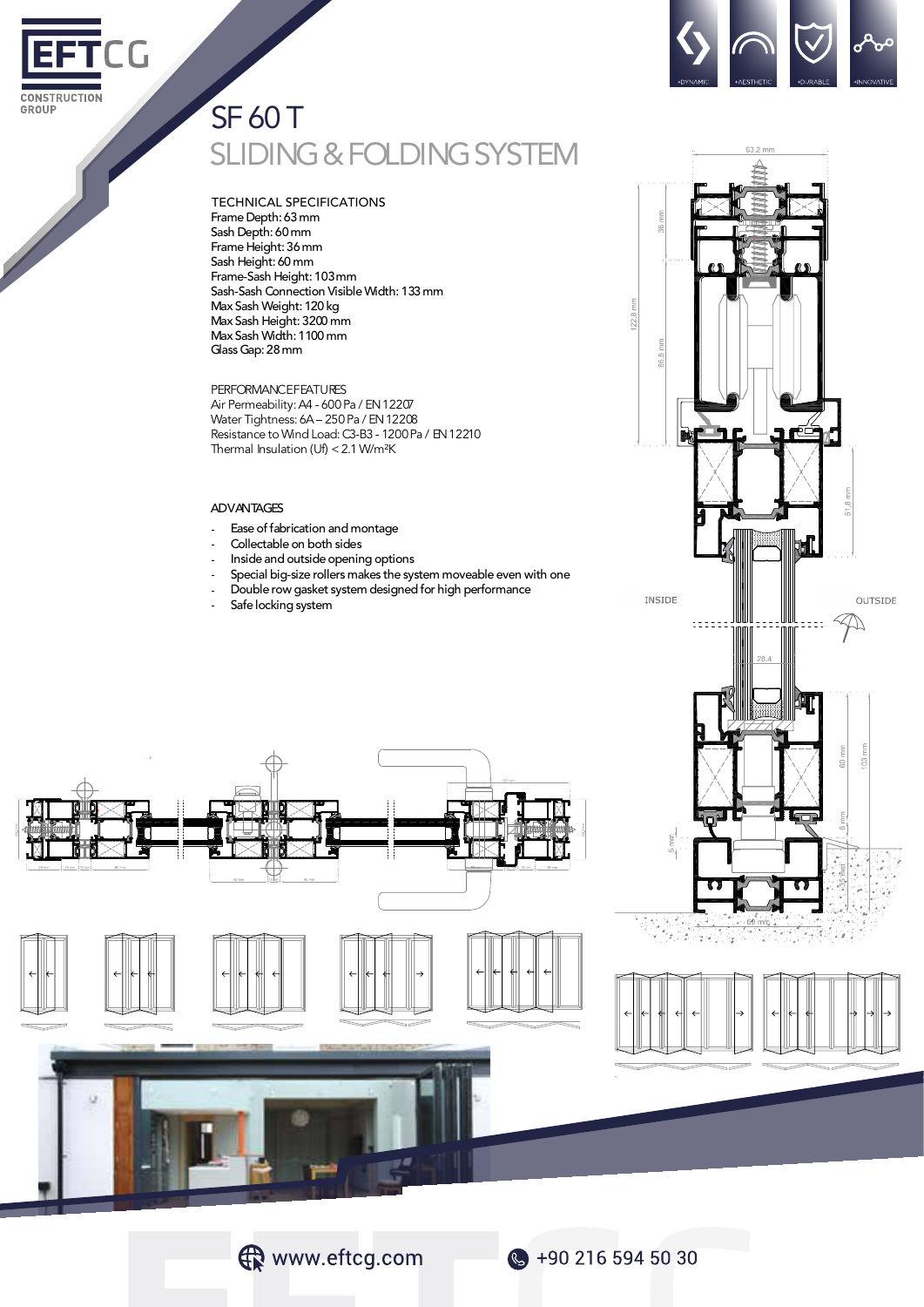# SF 60 T

## SLIDING & FOLDING SYSTEM

TECHNICAL SPECIFICATIONS
Frame Depth: 63 mm
Sash Depth: 60 mm
Frame Height: 36 mm
Sash Height: 60 mm
Frame-Sash Height: 103 mm
Sash-Sash Connection Visible Width: 133 mm
Max Sash Weight: 120 kg
Max Sash Height: 3200 mm
Max Sash Width: 1100 mm
Glass Gap: 28 mm

PERFORMANCE FEATURES
Air Permeability: A4 - 600 Pa / EN 12207
Water Tightness: 6A – 250 Pa / EN 12208
Resistance to Wind Load: C3-B3 - 1200 Pa / EN 12210
Thermal Insulation (Uf) < 2.1 W/m²K

ADVANTAGES

- Ease of fabrication and montage
- Collectable on both sides
- Inside and outside opening options
- Special big-size rollers makes the system moveable even with one
- Double row gasket system designed for high performance
- Safe locking system

63.2 mm
36 mm
122.8 mm
86.8 mm
51.8 mm
INSIDE
OUTSIDE
28.4
60 mm
103 mm
60 mm

www.eftcg.com
+90 216 594 50 30